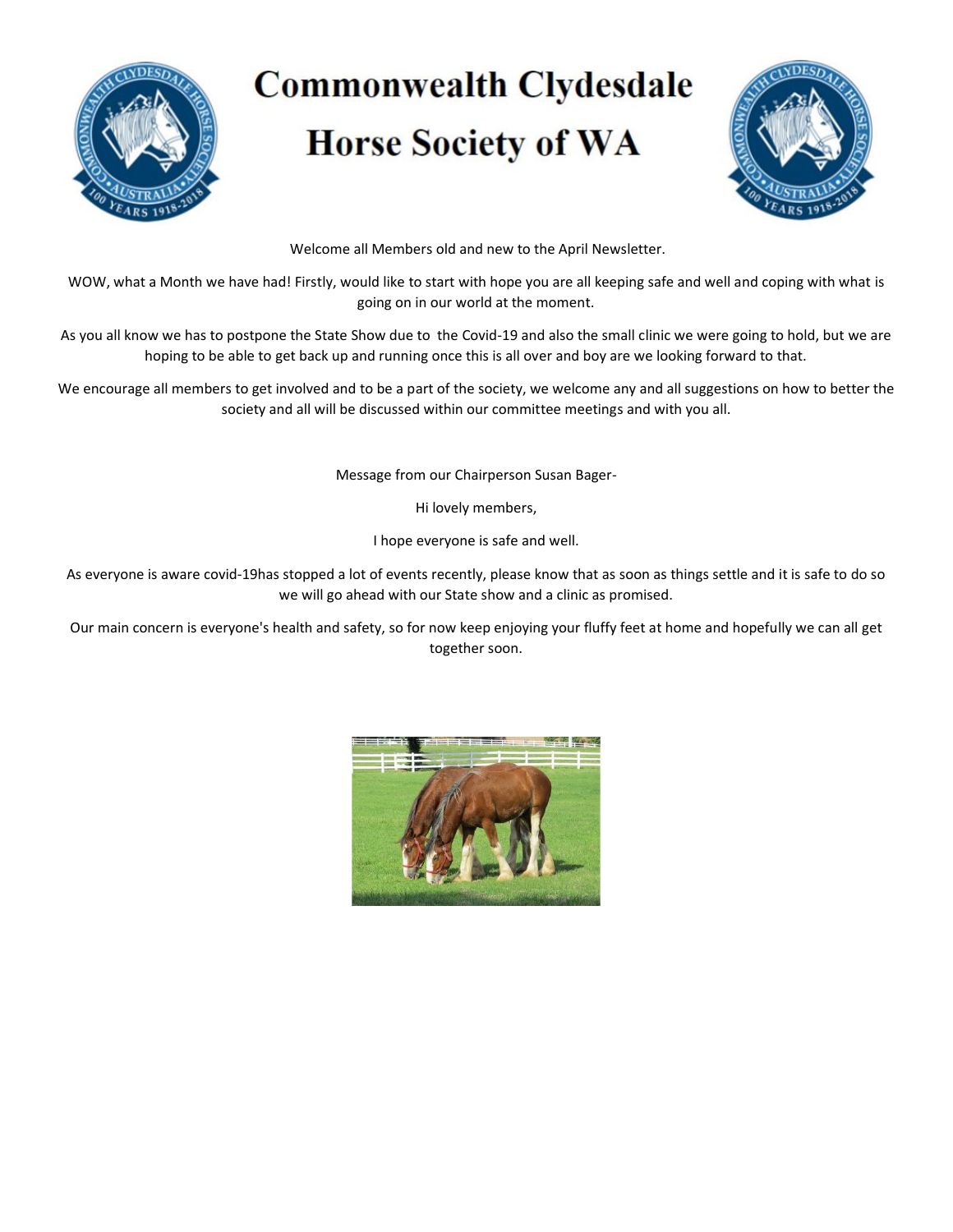# Commonwealth Clydesdale Horse Society of WA

Welcome all Members old and new to the April Newsletter.

WOW, what a Month we have had! Firstly, would like to start with hope you are all keeping safe and well and coping with what is going on in our world at the moment.

As you all know we has to postpone the State Show due to  the Covid-19 and also the small clinic we were going to hold, but we are hoping to be able to get back up and running once this is all over and boy are we looking forward to that.

We encourage all members to get involved and to be a part of the society, we welcome any and all suggestions on how to better the society and all will be discussed within our committee meetings and with you all.

Message from our Chairperson Susan Bager-

Hi lovely members,

I hope everyone is safe and well.

As everyone is aware covid-19has stopped a lot of events recently, please know that as soon as things settle and it is safe to do so we will go ahead with our State show and a clinic as promised.

Our main concern is everyone's health and safety, so for now keep enjoying your fluffy feet at home and hopefully we can all get together soon.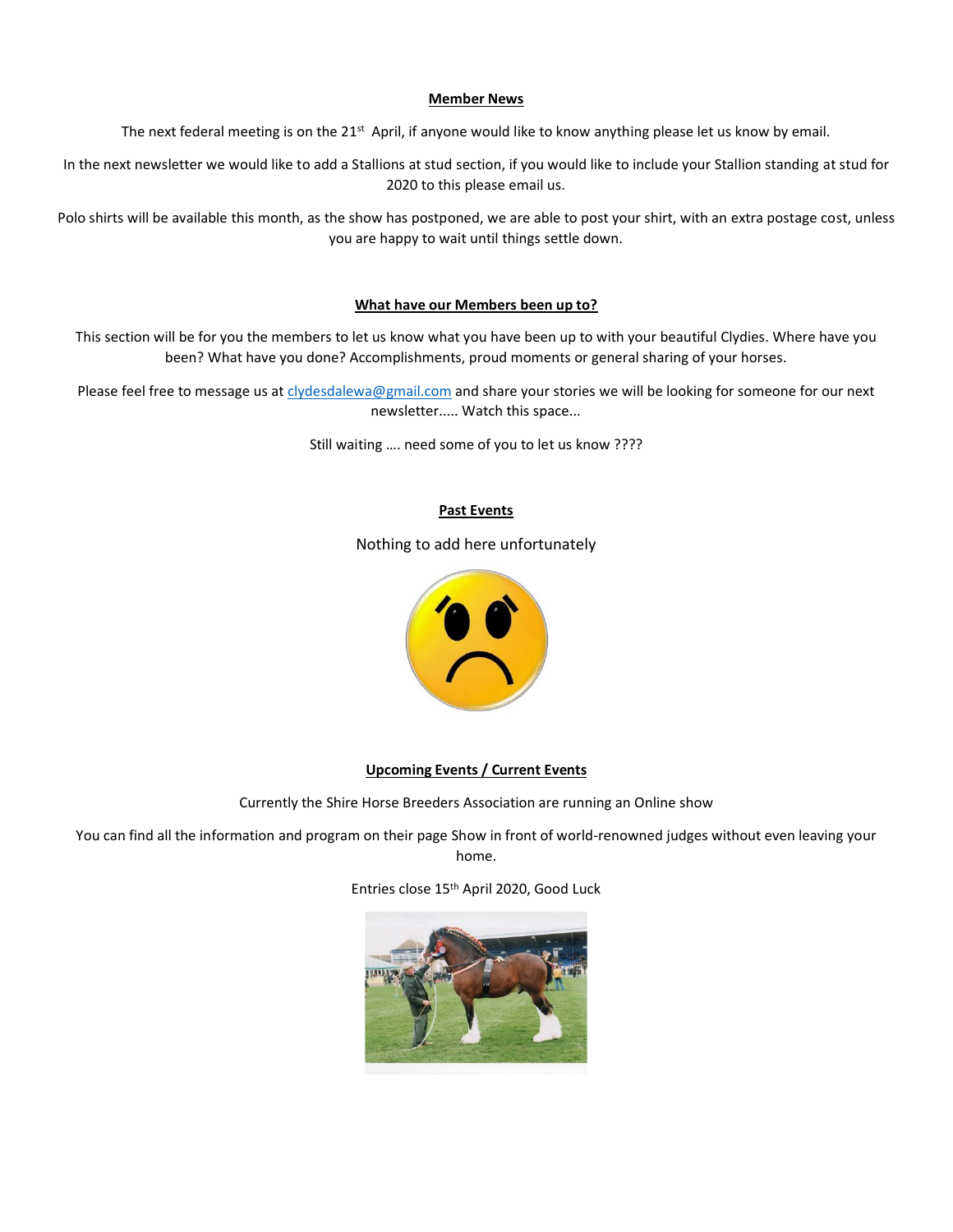**Member News**

The next federal meeting is on the 21st April, if anyone would like to know anything please let us know by email.

In the next newsletter we would like to add a Stallions at stud section, if you would like to include your Stallion standing at stud for 2020 to this please email us.

Polo shirts will be available this month, as the show has postponed, we are able to post your shirt, with an extra postage cost, unless you are happy to wait until things settle down.

**What have our Members been up to?**

This section will be for you the members to let us know what you have been up to with your beautiful Clydies. Where have you been? What have you done? Accomplishments, proud moments or general sharing of your horses.

Please feel free to message us at clydesdalewa@gmail.com and share your stories we will be looking for someone for our next newsletter..... Watch this space...

Still waiting …. need some of you to let us know ????

**Past Events**

Nothing to add here unfortunately

**Upcoming Events / Current Events**

Currently the Shire Horse Breeders Association are running an Online show

You can find all the information and program on their page Show in front of world-renowned judges without even leaving your home.

Entries close 15th April 2020, Good Luck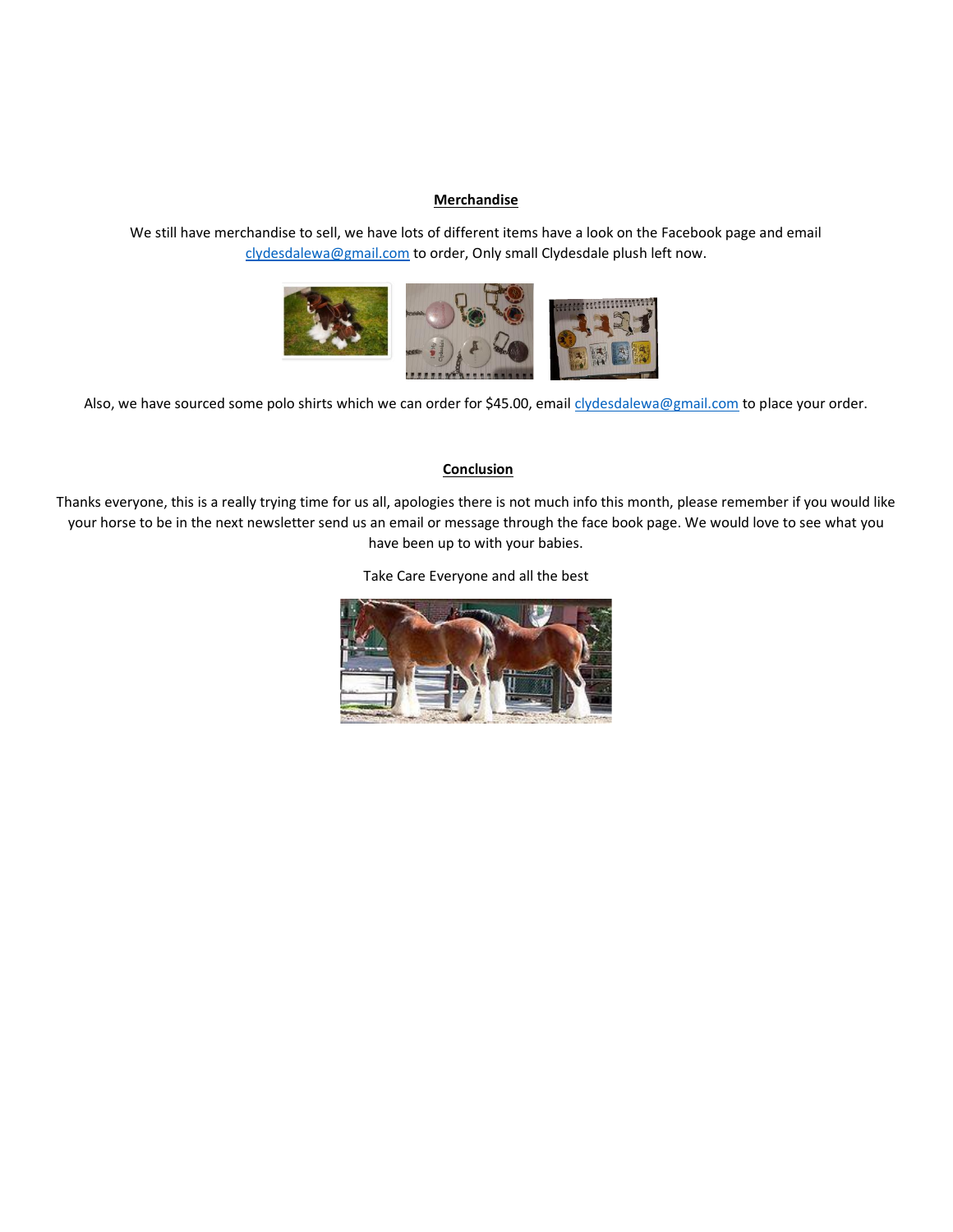## Merchandise

We still have merchandise to sell, we have lots of different items have a look on the Facebook page and email clydesdalewa@gmail.com to order, Only small Clydesdale plush left now.

Also, we have sourced some polo shirts which we can order for $45.00, email clydesdalewa@gmail.com to place your order.

## Conclusion

Thanks everyone, this is a really trying time for us all, apologies there is not much info this month, please remember if you would like your horse to be in the next newsletter send us an email or message through the face book page. We would love to see what you have been up to with your babies.

Take Care Everyone and all the best